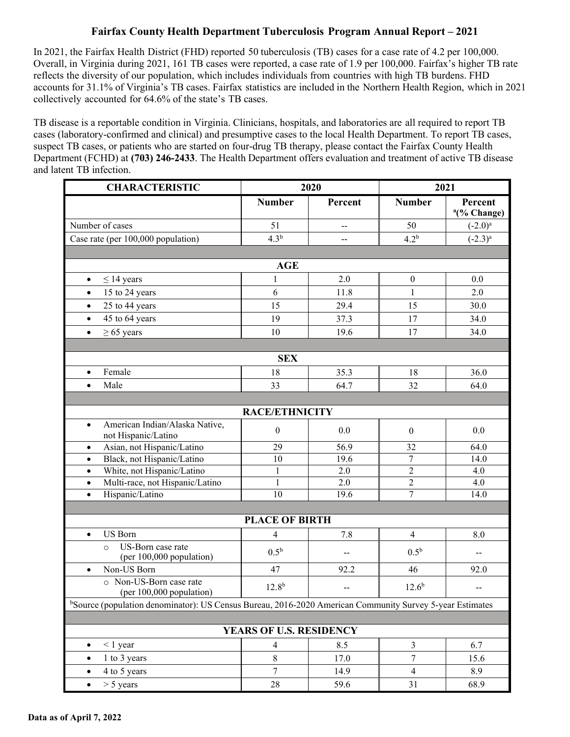# Fairfax County Health Department Tuberculosis Program Annual Report – 2021

In 2021, the Fairfax Health District (FHD) reported 50 tuberculosis (TB) cases for a case rate of 4.2 per 100,000. Overall, in Virginia during 2021, 161 TB cases were reported, a case rate of 1.9 per 100,000. Fairfax's higher TB rate reflects the diversity of our population, which includes individuals from countries with high TB burdens. FHD accounts for 31.1% of Virginia's TB cases. Fairfax statistics are included in the Northern Health Region, which in 2021 collectively accounted for 64.6% of the state's TB cases.

TB disease is a reportable condition in Virginia. Clinicians, hospitals, and laboratories are all required to report TB cases (laboratory-confirmed and clinical) and presumptive cases to the local Health Department. To report TB cases, suspect TB cases, or patients who are started on four-drug TB therapy, please contact the Fairfax County Health Department (FCHD) at **(703) 246-2433**. The Health Department offers evaluation and treatment of active TB disease and latent TB infection.

| CHARACTERISTIC | 2020 | | 2021 | |
|---|---|---|---|---|
| | Number | Percent | Number | Percent [a](% Change) |
| Number of cases | 51 | -- | 50 | (-2.0)[a] |
| Case rate (per 100,000 population) | 4.3[b] | -- | 4.2[b] | (-2.3)[a] |
| **AGE** | | | | |
| • ≤ 14 years | 1 | 2.0 | 0 | 0.0 |
| • 15 to 24 years | 6 | 11.8 | 1 | 2.0 |
| • 25 to 44 years | 15 | 29.4 | 15 | 30.0 |
| • 45 to 64 years | 19 | 37.3 | 17 | 34.0 |
| • ≥ 65 years | 10 | 19.6 | 17 | 34.0 |
| **SEX** | | | | |
| • Female | 18 | 35.3 | 18 | 36.0 |
| • Male | 33 | 64.7 | 32 | 64.0 |
| **RACE/ETHNICITY** | | | | |
| • American Indian/Alaska Native, not Hispanic/Latino | 0 | 0.0 | 0 | 0.0 |
| • Asian, not Hispanic/Latino | 29 | 56.9 | 32 | 64.0 |
| • Black, not Hispanic/Latino | 10 | 19.6 | 7 | 14.0 |
| • White, not Hispanic/Latino | 1 | 2.0 | 2 | 4.0 |
| • Multi-race, not Hispanic/Latino | 1 | 2.0 | 2 | 4.0 |
| • Hispanic/Latino | 10 | 19.6 | 7 | 14.0 |
| **PLACE OF BIRTH** | | | | |
| • US Born | 4 | 7.8 | 4 | 8.0 |
| ○ US-Born case rate (per 100,000 population) | 0.5[b] | -- | 0.5[b] | -- |
| • Non-US Born | 47 | 92.2 | 46 | 92.0 |
| ○ Non-US-Born case rate (per 100,000 population) | 12.8[b] | -- | 12.6[b] | -- |
| [b]Source (population denominator): US Census Bureau, 2016-2020 American Community Survey 5-year Estimates | | | | |
| **YEARS OF U.S. RESIDENCY** | | | | |
| • < 1 year | 4 | 8.5 | 3 | 6.7 |
| • 1 to 3 years | 8 | 17.0 | 7 | 15.6 |
| • 4 to 5 years | 7 | 14.9 | 4 | 8.9 |
| • > 5 years | 28 | 59.6 | 31 | 68.9 |

**Data as of April 7, 2022**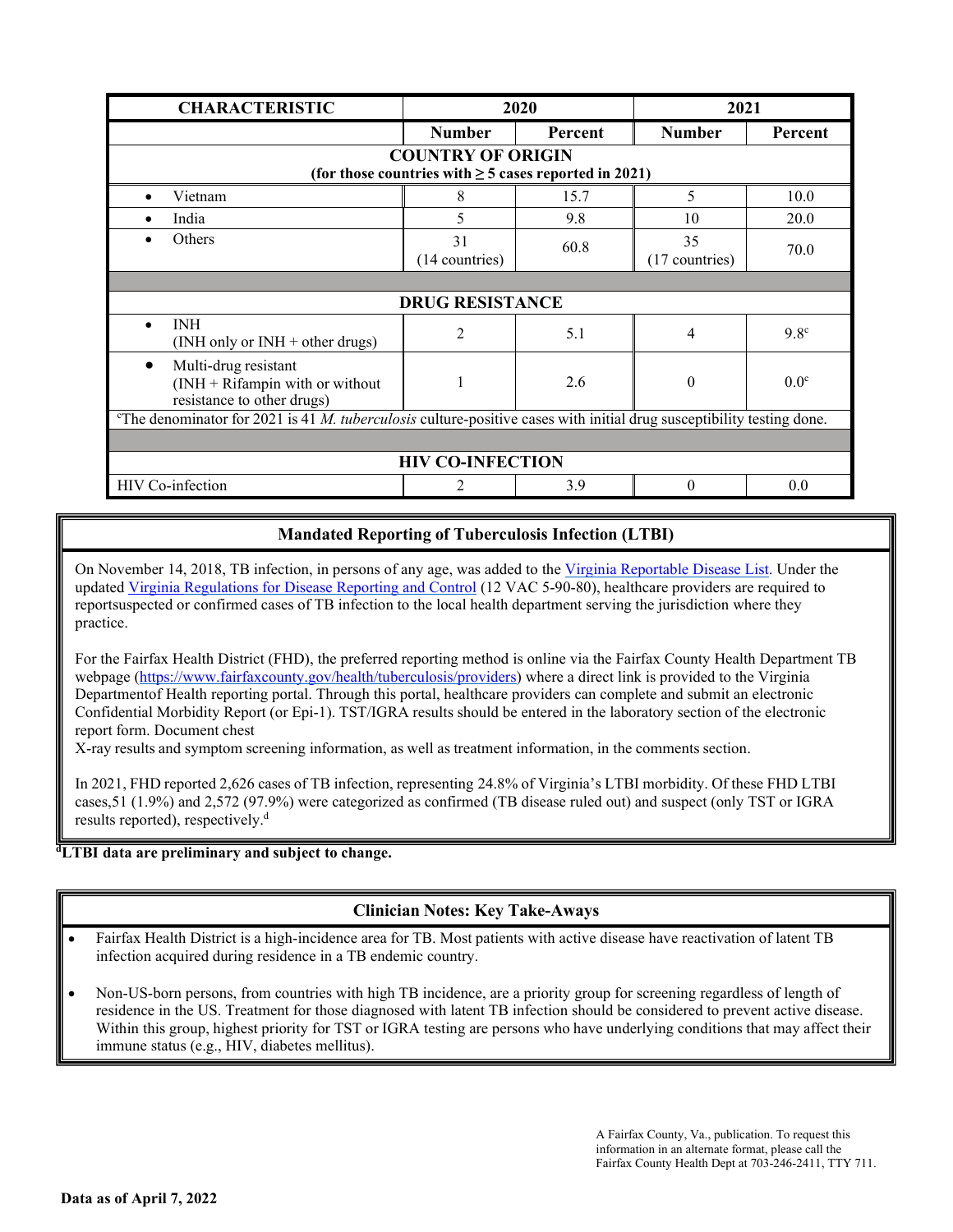| CHARACTERISTIC | 2020 | | 2021 | |
|---|---|---|---|---|
| | Number | Percent | Number | Percent |
| **COUNTRY OF ORIGIN** (for those countries with ≥ 5 cases reported in 2021) | | | | |
| • Vietnam | 8 | 15.7 | 5 | 10.0 |
| • India | 5 | 9.8 | 10 | 20.0 |
| • Others | 31 (14 countries) | 60.8 | 35 (17 countries) | 70.0 |
| **DRUG RESISTANCE** | | | | |
| • INH (INH only or INH + other drugs) | 2 | 5.1 | 4 | 9.8[c] |
| • Multi-drug resistant (INH + Rifampin with or without resistance to other drugs) | 1 | 2.6 | 0 | 0.0[c] |
| [c]The denominator for 2021 is 41 *M. tuberculosis* culture-positive cases with initial drug susceptibility testing done. | | | | |
| **HIV CO-INFECTION** | | | | |
| HIV Co-infection | 2 | 3.9 | 0 | 0.0 |

## Mandated Reporting of Tuberculosis Infection (LTBI)

On November 14, 2018, TB infection, in persons of any age, was added to the Virginia Reportable Disease List. Under the updated Virginia Regulations for Disease Reporting and Control (12 VAC 5-90-80), healthcare providers are required to reportsuspected or confirmed cases of TB infection to the local health department serving the jurisdiction where they practice.

For the Fairfax Health District (FHD), the preferred reporting method is online via the Fairfax County Health Department TB webpage (https://www.fairfaxcounty.gov/health/tuberculosis/providers) where a direct link is provided to the Virginia Departmentof Health reporting portal. Through this portal, healthcare providers can complete and submit an electronic Confidential Morbidity Report (or Epi-1). TST/IGRA results should be entered in the laboratory section of the electronic report form. Document chest
X-ray results and symptom screening information, as well as treatment information, in the comments section.

In 2021, FHD reported 2,626 cases of TB infection, representing 24.8% of Virginia's LTBI morbidity. Of these FHD LTBI cases,51 (1.9%) and 2,572 (97.9%) were categorized as confirmed (TB disease ruled out) and suspect (only TST or IGRA results reported), respectively.[d]

**[d]LTBI data are preliminary and subject to change.**

## Clinician Notes: Key Take-Aways

- Fairfax Health District is a high-incidence area for TB. Most patients with active disease have reactivation of latent TB infection acquired during residence in a TB endemic country.
- Non-US-born persons, from countries with high TB incidence, are a priority group for screening regardless of length of residence in the US. Treatment for those diagnosed with latent TB infection should be considered to prevent active disease. Within this group, highest priority for TST or IGRA testing are persons who have underlying conditions that may affect their immune status (e.g., HIV, diabetes mellitus).

A Fairfax County, Va., publication. To request this information in an alternate format, please call the Fairfax County Health Dept at 703-246-2411, TTY 711.

**Data as of April 7, 2022**